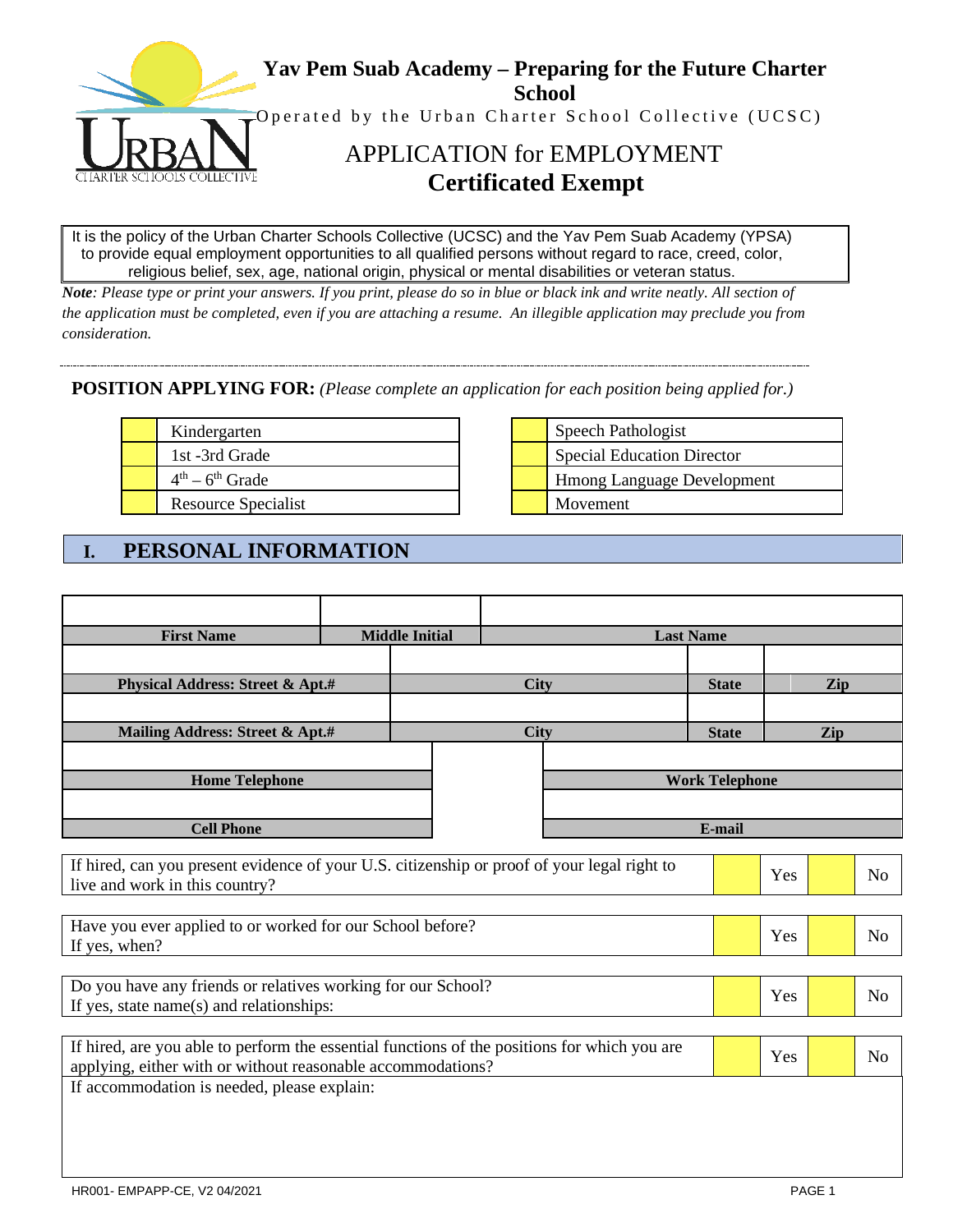# Yav Pem Suab Academy – Preparing for the Future Charter School

Operated by the Urban Charter School Collective (UCSC)

## APPLICATION for EMPLOYMENT
## Certificated Exempt

It is the policy of the Urban Charter Schools Collective (UCSC) and the Yav Pem Suab Academy (YPSA) to provide equal employment opportunities to all qualified persons without regard to race, creed, color, religious belief, sex, age, national origin, physical or mental disabilities or veteran status.

***Note**: Please type or print your answers. If you print, please do so in blue or black ink and write neatly. All section of the application must be completed, even if you are attaching a resume. An illegible application may preclude you from consideration.*

---

**POSITION APPLYING FOR:** *(Please complete an application for each position being applied for.)*

| | | | | |
|---|---|---|---|---|
| | Kindergarten | | | Speech Pathologist |
| | 1st -3rd Grade | | | Special Education Director |
| | 4th – 6th Grade | | | Hmong Language Development |
| | Resource Specialist | | | Movement |

## I. PERSONAL INFORMATION

| | | | | |
|---|---|---|---|---|
| **First Name** | **Middle Initial** | **Last Name** | | |
| | | | | |
| **Physical Address: Street & Apt.#** | **City** | **State** | **Zip** | |
| | | | | |
| **Mailing Address: Street & Apt.#** | **City** | **State** | **Zip** | |
| | | | | |
| **Home Telephone** | | **Work Telephone** | | |
| | | | | |
| **Cell Phone** | | **E-mail** | | |

| | | | | |
|---|---|---|---|---|
| If hired, can you present evidence of your U.S. citizenship or proof of your legal right to live and work in this country? | | Yes | | No |
| Have you ever applied to or worked for our School before? If yes, when? | | Yes | | No |
| Do you have any friends or relatives working for our School? If yes, state name(s) and relationships: | | Yes | | No |
| If hired, are you able to perform the essential functions of the positions for which you are applying, either with or without reasonable accommodations? | | Yes | | No |

If accommodation is needed, please explain: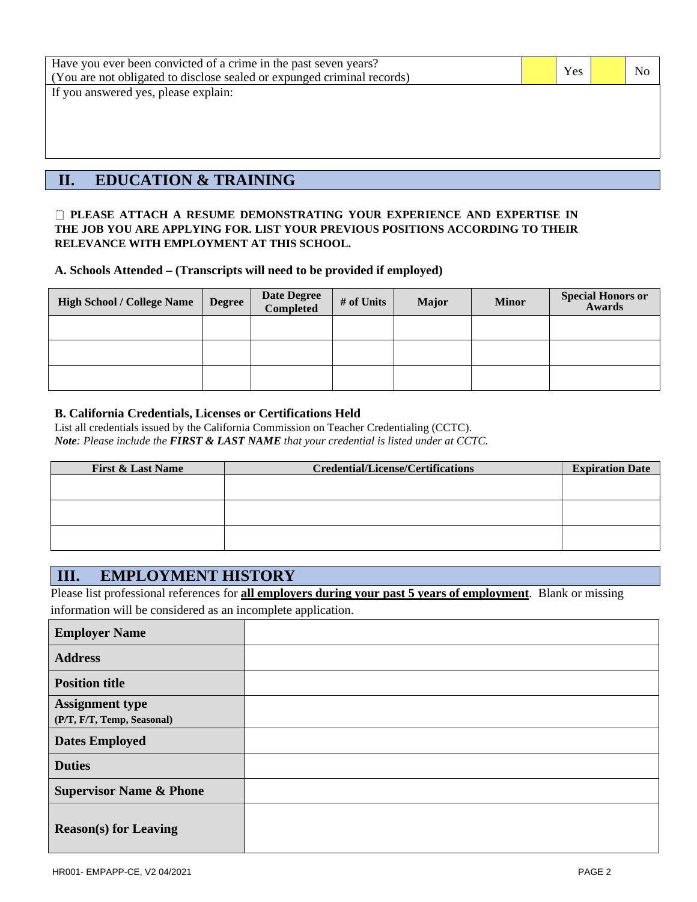| Have you ever been convicted of a crime in the past seven years? (You are not obligated to disclose sealed or expunged criminal records) | | Yes | | No |
|---|---|---|---|---|
| If you answered yes, please explain: | | | | |

## II. EDUCATION & TRAINING

☐ **PLEASE ATTACH A RESUME DEMONSTRATING YOUR EXPERIENCE AND EXPERTISE IN THE JOB YOU ARE APPLYING FOR. LIST YOUR PREVIOUS POSITIONS ACCORDING TO THEIR RELEVANCE WITH EMPLOYMENT AT THIS SCHOOL.**

### A. Schools Attended – (Transcripts will need to be provided if employed)

| High School / College Name | Degree | Date Degree Completed | # of Units | Major | Minor | Special Honors or Awards |
|---|---|---|---|---|---|---|
| | | | | | | |
| | | | | | | |
| | | | | | | |

### B. California Credentials, Licenses or Certifications Held

List all credentials issued by the California Commission on Teacher Credentialing (CCTC).
***Note**: Please include the **FIRST & LAST NAME** that your credential is listed under at CCTC.*

| First & Last Name | Credential/License/Certifications | Expiration Date |
|---|---|---|
| | | |
| | | |
| | | |

## III. EMPLOYMENT HISTORY

Please list professional references for **all employers during your past 5 years of employment**. Blank or missing information will be considered as an incomplete application.

| | |
|---|---|
| **Employer Name** | |
| **Address** | |
| **Position title** | |
| **Assignment type** (P/T, F/T, Temp, Seasonal) | |
| **Dates Employed** | |
| **Duties** | |
| **Supervisor Name & Phone** | |
| **Reason(s) for Leaving** | |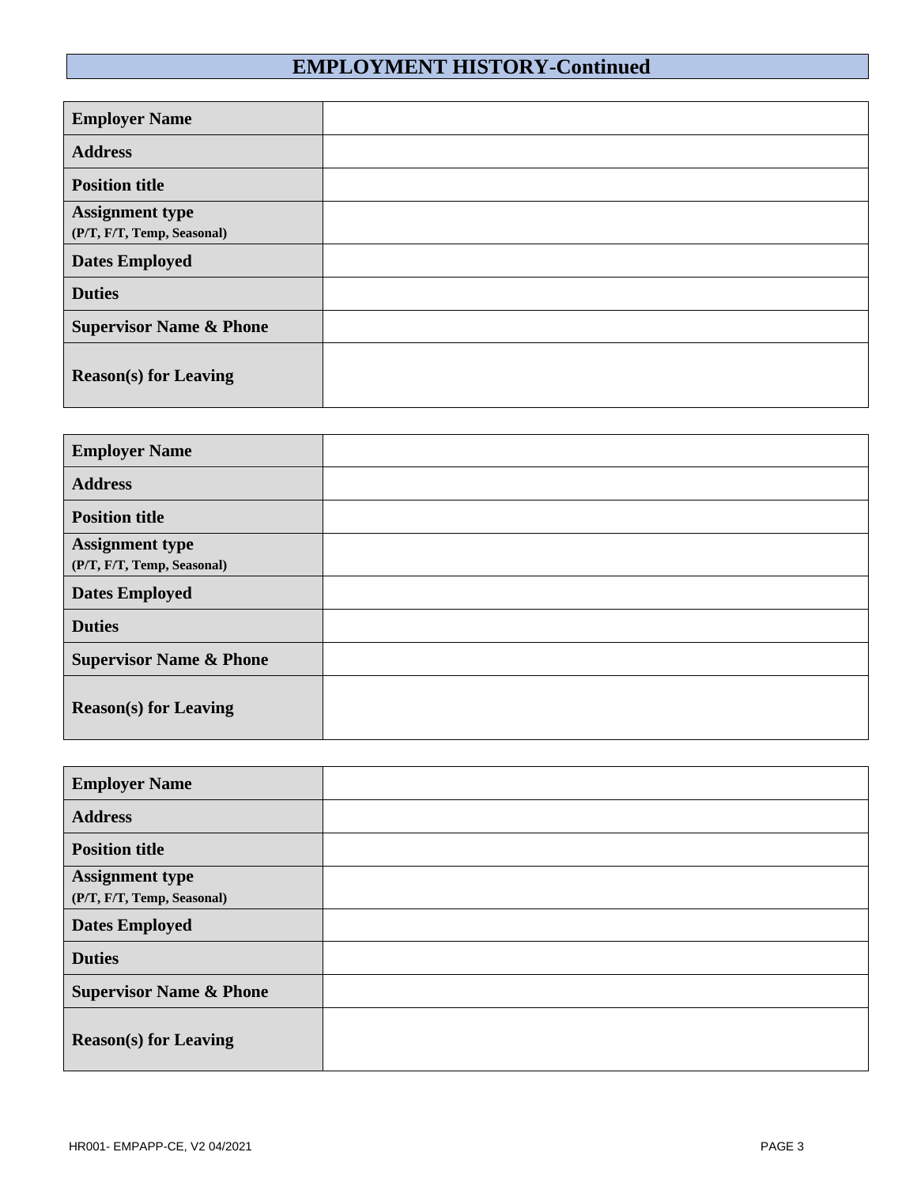## EMPLOYMENT HISTORY-Continued

| **Employer Name** | |
|---|---|
| **Address** | |
| **Position title** | |
| **Assignment type** **(P/T, F/T, Temp, Seasonal)** | |
| **Dates Employed** | |
| **Duties** | |
| **Supervisor Name & Phone** | |
| **Reason(s) for Leaving** | |

| **Employer Name** | |
|---|---|
| **Address** | |
| **Position title** | |
| **Assignment type** **(P/T, F/T, Temp, Seasonal)** | |
| **Dates Employed** | |
| **Duties** | |
| **Supervisor Name & Phone** | |
| **Reason(s) for Leaving** | |

| **Employer Name** | |
|---|---|
| **Address** | |
| **Position title** | |
| **Assignment type** **(P/T, F/T, Temp, Seasonal)** | |
| **Dates Employed** | |
| **Duties** | |
| **Supervisor Name & Phone** | |
| **Reason(s) for Leaving** | |

HR001- EMPAPP-CE, V2 04/2021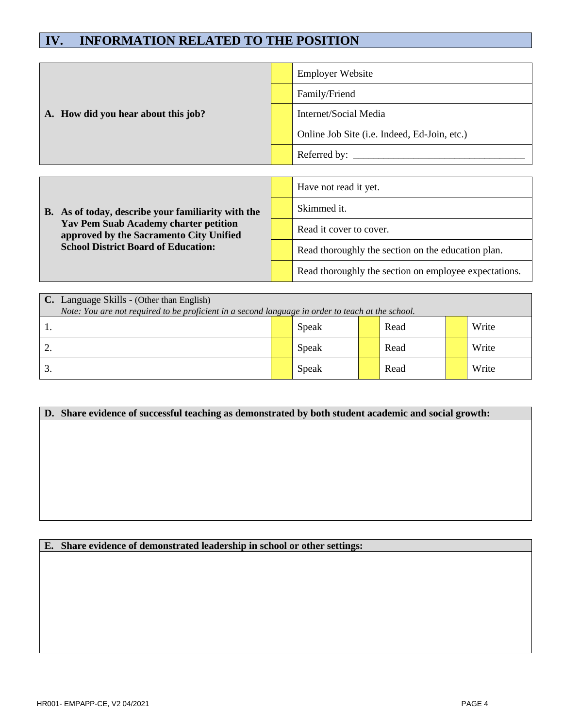## IV. INFORMATION RELATED TO THE POSITION

| | | |
|---|---|---|
| **A. How did you hear about this job?** | | Employer Website |
| | | Family/Friend |
| | | Internet/Social Media |
| | | Online Job Site (i.e. Indeed, Ed-Join, etc.) |
| | | Referred by: ________________________________ |

| | | |
|---|---|---|
| **B. As of today, describe your familiarity with the Yav Pem Suab Academy charter petition approved by the Sacramento City Unified School District Board of Education:** | | Have not read it yet. |
| | | Skimmed it. |
| | | Read it cover to cover. |
| | | Read thoroughly the section on the education plan. |
| | | Read thoroughly the section on employee expectations. |

**C.** Language Skills - (Other than English)
*Note: You are not required to be proficient in a second language in order to teach at the school.*

| | | | | | | |
|---|---|---|---|---|---|---|
| 1. | | Speak | | Read | | Write |
| 2. | | Speak | | Read | | Write |
| 3. | | Speak | | Read | | Write |

**D. Share evidence of successful teaching as demonstrated by both student academic and social growth:**

**E. Share evidence of demonstrated leadership in school or other settings:**

HR001- EMPAPP-CE, V2 04/2021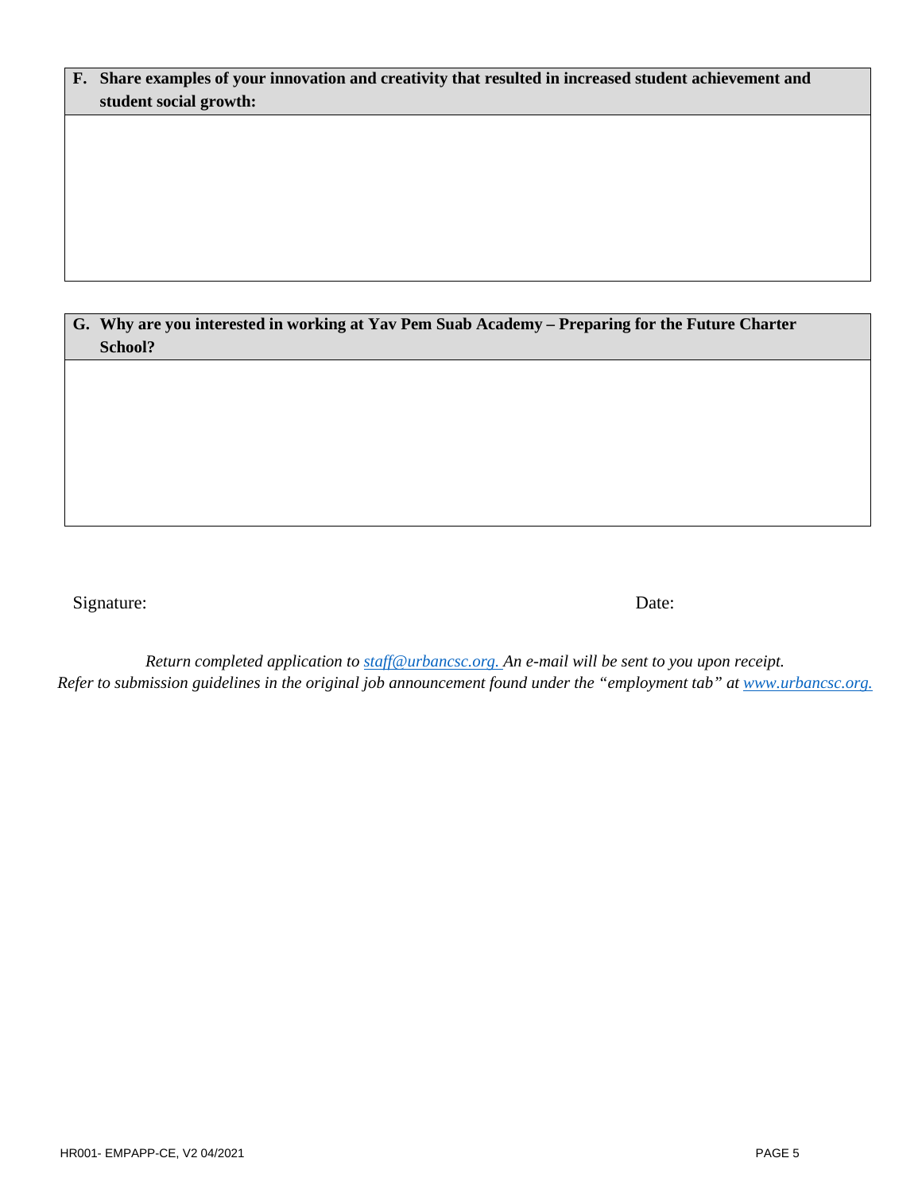| **F. Share examples of your innovation and creativity that resulted in increased student achievement and student social growth:** |
| --- |
| |

| **G. Why are you interested in working at Yav Pem Suab Academy – Preparing for the Future Charter School?** |
| --- |
| |

Signature: Date:

*Return completed application to [staff@urbancsc.org.](mailto:staff@urbancsc.org) An e-mail will be sent to you upon receipt.*
*Refer to submission guidelines in the original job announcement found under the "employment tab" at [www.urbancsc.org.](http://www.urbancsc.org)*

HR001- EMPAPP-CE, V2 04/2021